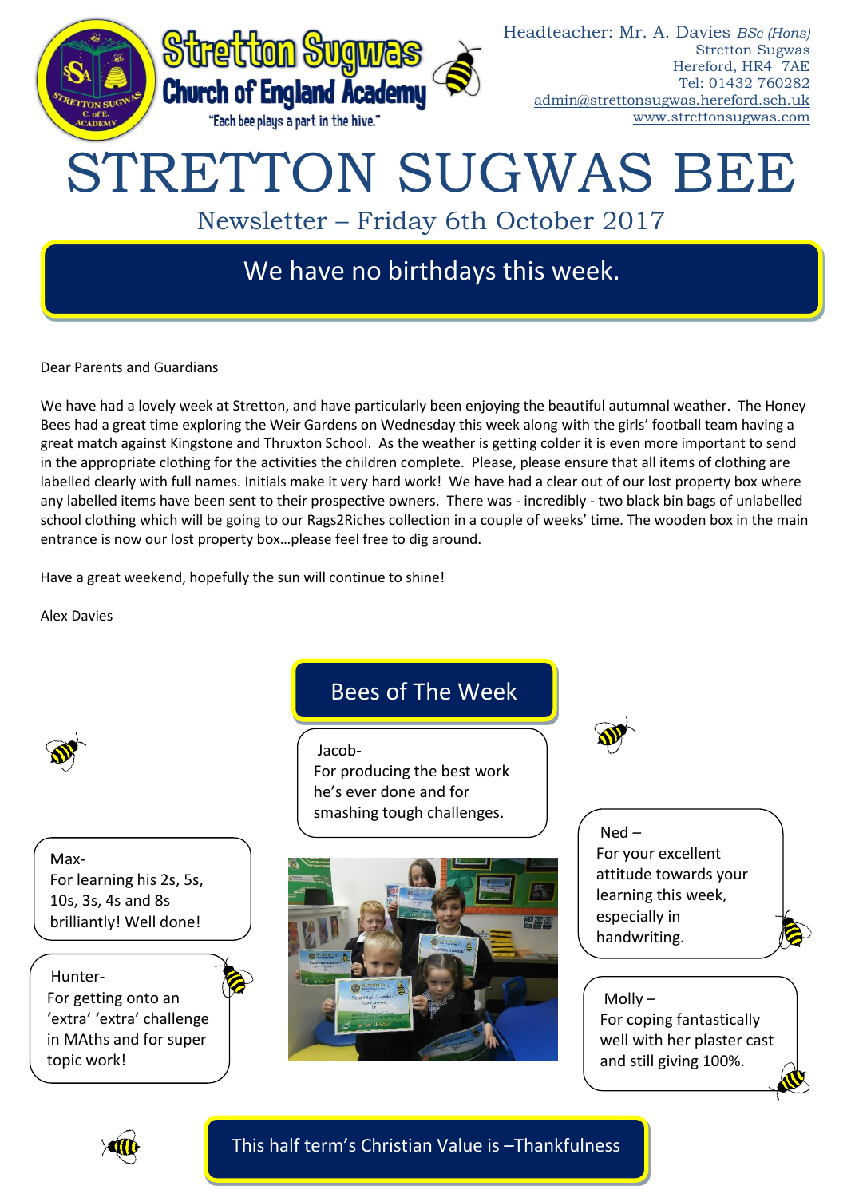Stretton Sugwas Church of England Academy

"Each bee plays a part in the hive."

Headteacher: Mr. A. Davies *BSc (Hons)*
Stretton Sugwas
Hereford, HR4 7AE
Tel: 01432 760282
admin@strettonsugwas.hereford.sch.uk
www.strettonsugwas.com

# STRETTON SUGWAS BEE

## Newsletter – Friday 6th October 2017

### We have no birthdays this week.

Dear Parents and Guardians

We have had a lovely week at Stretton, and have particularly been enjoying the beautiful autumnal weather. The Honey Bees had a great time exploring the Weir Gardens on Wednesday this week along with the girls' football team having a great match against Kingstone and Thruxton School. As the weather is getting colder it is even more important to send in the appropriate clothing for the activities the children complete. Please, please ensure that all items of clothing are labelled clearly with full names. Initials make it very hard work! We have had a clear out of our lost property box where any labelled items have been sent to their prospective owners. There was - incredibly - two black bin bags of unlabelled school clothing which will be going to our Rags2Riches collection in a couple of weeks' time. The wooden box in the main entrance is now our lost property box…please feel free to dig around.

Have a great weekend, hopefully the sun will continue to shine!

Alex Davies

### Bees of The Week

Jacob-
For producing the best work he's ever done and for smashing tough challenges.

Max-
For learning his 2s, 5s, 10s, 3s, 4s and 8s brilliantly! Well done!

Hunter-
For getting onto an 'extra' 'extra' challenge in MAths and for super topic work!

Ned –
For your excellent attitude towards your learning this week, especially in handwriting.

Molly –
For coping fantastically well with her plaster cast and still giving 100%.

### This half term's Christian Value is –Thankfulness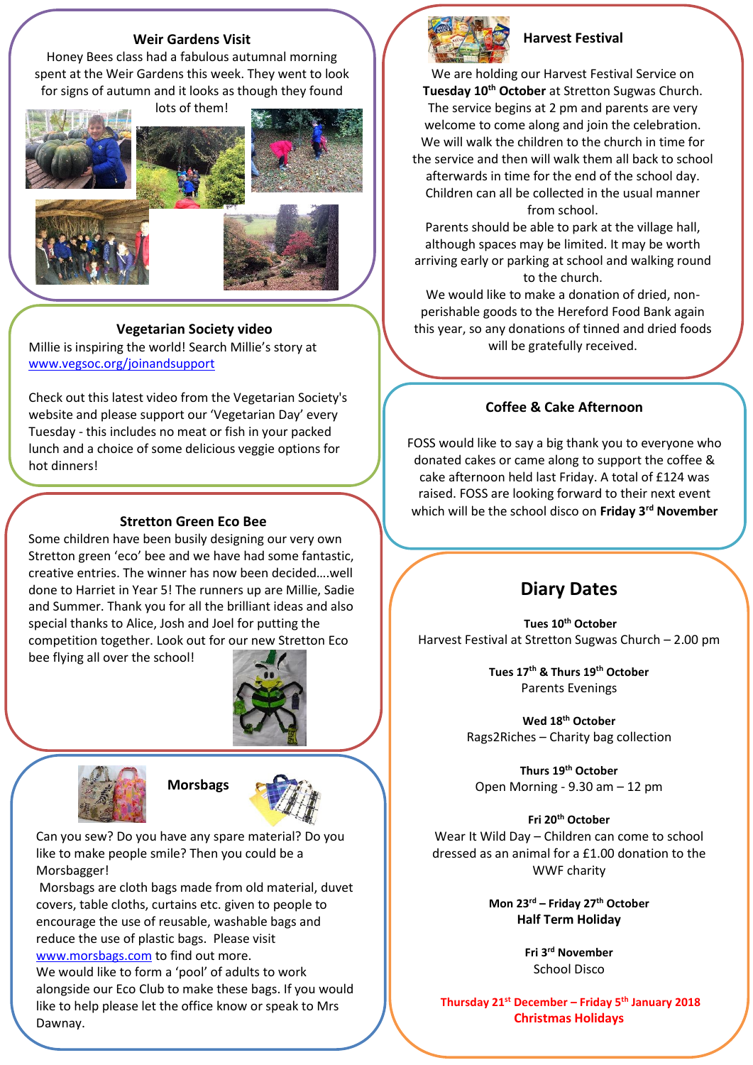## Weir Gardens Visit

Honey Bees class had a fabulous autumnal morning spent at the Weir Gardens this week. They went to look for signs of autumn and it looks as though they found lots of them!

## Vegetarian Society video

Millie is inspiring the world! Search Millie's story at www.vegsoc.org/joinandsupport

Check out this latest video from the Vegetarian Society's website and please support our 'Vegetarian Day' every Tuesday - this includes no meat or fish in your packed lunch and a choice of some delicious veggie options for hot dinners!

## Stretton Green Eco Bee

Some children have been busily designing our very own Stretton green 'eco' bee and we have had some fantastic, creative entries. The winner has now been decided….well done to Harriet in Year 5! The runners up are Millie, Sadie and Summer. Thank you for all the brilliant ideas and also special thanks to Alice, Josh and Joel for putting the competition together. Look out for our new Stretton Eco bee flying all over the school!

## Morsbags

Can you sew? Do you have any spare material? Do you like to make people smile? Then you could be a Morsbagger!

Morsbags are cloth bags made from old material, duvet covers, table cloths, curtains etc. given to people to encourage the use of reusable, washable bags and reduce the use of plastic bags. Please visit www.morsbags.com to find out more.

We would like to form a 'pool' of adults to work alongside our Eco Club to make these bags. If you would like to help please let the office know or speak to Mrs Dawnay.

## Harvest Festival

We are holding our Harvest Festival Service on **Tuesday 10th October** at Stretton Sugwas Church. The service begins at 2 pm and parents are very welcome to come along and join the celebration. We will walk the children to the church in time for the service and then will walk them all back to school afterwards in time for the end of the school day. Children can all be collected in the usual manner from school.

Parents should be able to park at the village hall, although spaces may be limited. It may be worth arriving early or parking at school and walking round to the church.

We would like to make a donation of dried, non-perishable goods to the Hereford Food Bank again this year, so any donations of tinned and dried foods will be gratefully received.

## Coffee & Cake Afternoon

FOSS would like to say a big thank you to everyone who donated cakes or came along to support the coffee & cake afternoon held last Friday. A total of £124 was raised. FOSS are looking forward to their next event which will be the school disco on **Friday 3rd November**

## Diary Dates

**Tues 10th October**
Harvest Festival at Stretton Sugwas Church – 2.00 pm

**Tues 17th & Thurs 19th October**
Parents Evenings

**Wed 18th October**
Rags2Riches – Charity bag collection

**Thurs 19th October**
Open Morning - 9.30 am – 12 pm

**Fri 20th October**
Wear It Wild Day – Children can come to school dressed as an animal for a £1.00 donation to the WWF charity

**Mon 23rd – Friday 27th October**
**Half Term Holiday**

**Fri 3rd November**
School Disco

**Thursday 21st December – Friday 5th January 2018**
**Christmas Holidays**